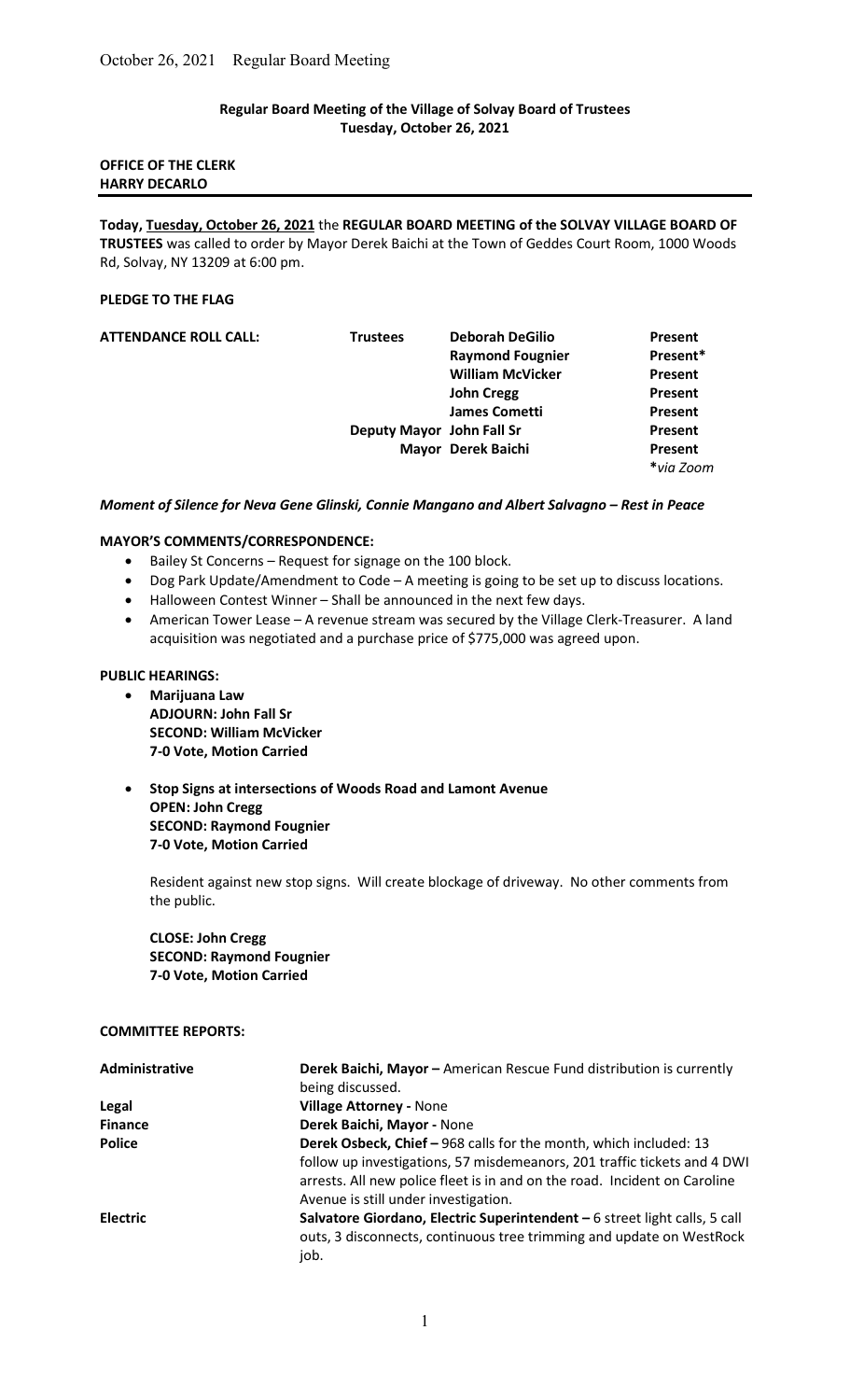October 26, 2021 Regular Board Meeting

**Regular Board Meeting of the Village of Solvay Board of Trustees**
**Tuesday, October 26, 2021**

**OFFICE OF THE CLERK**
**HARRY DECARLO**

---

**Today, Tuesday, October 26, 2021** the **REGULAR BOARD MEETING of the SOLVAY VILLAGE BOARD OF TRUSTEES** was called to order by Mayor Derek Baichi at the Town of Geddes Court Room, 1000 Woods Rd, Solvay, NY 13209 at 6:00 pm.

**PLEDGE TO THE FLAG**

| **ATTENDANCE ROLL CALL:** | **Trustees** | **Deborah DeGilio** | **Present** |
|---|---|---|---|
| | | **Raymond Fougnier** | **Present*** |
| | | **William McVicker** | **Present** |
| | | **John Cregg** | **Present** |
| | | **James Cometti** | **Present** |
| | **Deputy Mayor** | **John Fall Sr** | **Present** |
| | **Mayor** | **Derek Baichi** | **Present** |
| | | | ***via Zoom** |

***Moment of Silence for Neva Gene Glinski, Connie Mangano and Albert Salvagno – Rest in Peace***

**MAYOR'S COMMENTS/CORRESPONDENCE:**

- Bailey St Concerns – Request for signage on the 100 block.
- Dog Park Update/Amendment to Code – A meeting is going to be set up to discuss locations.
- Halloween Contest Winner – Shall be announced in the next few days.
- American Tower Lease – A revenue stream was secured by the Village Clerk-Treasurer. A land acquisition was negotiated and a purchase price of $775,000 was agreed upon.

**PUBLIC HEARINGS:**

- **Marijuana Law**
  **ADJOURN: John Fall Sr**
  **SECOND: William McVicker**
  **7-0 Vote, Motion Carried**

- **Stop Signs at intersections of Woods Road and Lamont Avenue**
  **OPEN: John Cregg**
  **SECOND: Raymond Fougnier**
  **7-0 Vote, Motion Carried**

  Resident against new stop signs. Will create blockage of driveway. No other comments from the public.

  **CLOSE: John Cregg**
  **SECOND: Raymond Fougnier**
  **7-0 Vote, Motion Carried**

**COMMITTEE REPORTS:**

| | |
|---|---|
| **Administrative** | **Derek Baichi, Mayor –** American Rescue Fund distribution is currently being discussed. |
| **Legal** | **Village Attorney -** None |
| **Finance** | **Derek Baichi, Mayor -** None |
| **Police** | **Derek Osbeck, Chief –** 968 calls for the month, which included: 13 follow up investigations, 57 misdemeanors, 201 traffic tickets and 4 DWI arrests. All new police fleet is in and on the road. Incident on Caroline Avenue is still under investigation. |
| **Electric** | **Salvatore Giordano, Electric Superintendent –** 6 street light calls, 5 call outs, 3 disconnects, continuous tree trimming and update on WestRock job. |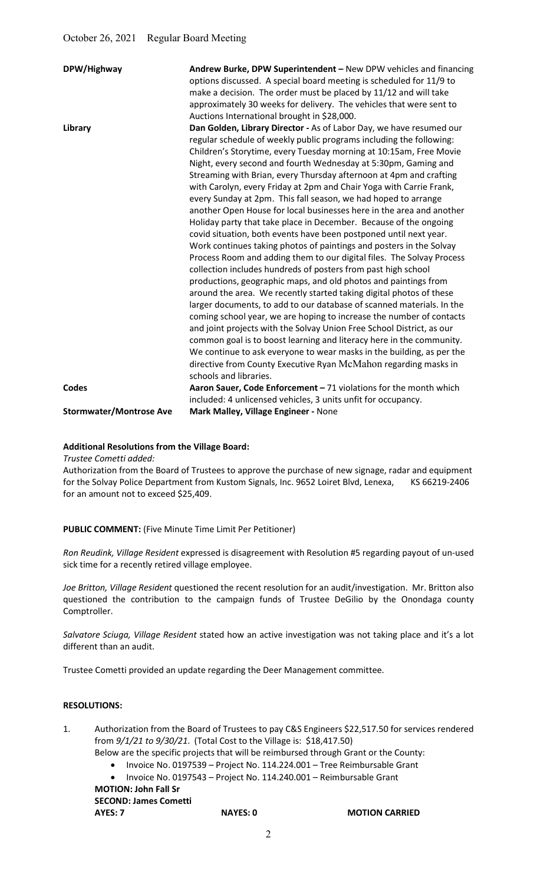| | |
|---|---|
| **DPW/Highway** | **Andrew Burke, DPW Superintendent –** New DPW vehicles and financing options discussed. A special board meeting is scheduled for 11/9 to make a decision. The order must be placed by 11/12 and will take approximately 30 weeks for delivery. The vehicles that were sent to Auctions International brought in $28,000. |
| **Library** | **Dan Golden, Library Director -** As of Labor Day, we have resumed our regular schedule of weekly public programs including the following: Children's Storytime, every Tuesday morning at 10:15am, Free Movie Night, every second and fourth Wednesday at 5:30pm, Gaming and Streaming with Brian, every Thursday afternoon at 4pm and crafting with Carolyn, every Friday at 2pm and Chair Yoga with Carrie Frank, every Sunday at 2pm. This fall season, we had hoped to arrange another Open House for local businesses here in the area and another Holiday party that take place in December. Because of the ongoing covid situation, both events have been postponed until next year. Work continues taking photos of paintings and posters in the Solvay Process Room and adding them to our digital files. The Solvay Process collection includes hundreds of posters from past high school productions, geographic maps, and old photos and paintings from around the area. We recently started taking digital photos of these larger documents, to add to our database of scanned materials. In the coming school year, we are hoping to increase the number of contacts and joint projects with the Solvay Union Free School District, as our common goal is to boost learning and literacy here in the community. We continue to ask everyone to wear masks in the building, as per the directive from County Executive Ryan McMahon regarding masks in schools and libraries. |
| **Codes** | **Aaron Sauer, Code Enforcement –** 71 violations for the month which included: 4 unlicensed vehicles, 3 units unfit for occupancy. |
| **Stormwater/Montrose Ave** | **Mark Malley, Village Engineer -** None |

**Additional Resolutions from the Village Board:**

*Trustee Cometti added:*

Authorization from the Board of Trustees to approve the purchase of new signage, radar and equipment for the Solvay Police Department from Kustom Signals, Inc. 9652 Loiret Blvd, Lenexa, KS 66219-2406 for an amount not to exceed $25,409.

**PUBLIC COMMENT:** (Five Minute Time Limit Per Petitioner)

*Ron Reudink, Village Resident* expressed is disagreement with Resolution #5 regarding payout of un-used sick time for a recently retired village employee.

*Joe Britton, Village Resident* questioned the recent resolution for an audit/investigation. Mr. Britton also questioned the contribution to the campaign funds of Trustee DeGilio by the Onondaga county Comptroller.

*Salvatore Sciuga, Village Resident* stated how an active investigation was not taking place and it's a lot different than an audit.

Trustee Cometti provided an update regarding the Deer Management committee.

**RESOLUTIONS:**

1. Authorization from the Board of Trustees to pay C&S Engineers $22,517.50 for services rendered from *9/1/21 to 9/30/21*. (Total Cost to the Village is: $18,417.50)
   Below are the specific projects that will be reimbursed through Grant or the County:
   - Invoice No. 0197539 – Project No. 114.224.001 – Tree Reimbursable Grant
   - Invoice No. 0197543 – Project No. 114.240.001 – Reimbursable Grant

   **MOTION: John Fall Sr**
   **SECOND: James Cometti**
   **AYES: 7** **NAYES: 0** **MOTION CARRIED**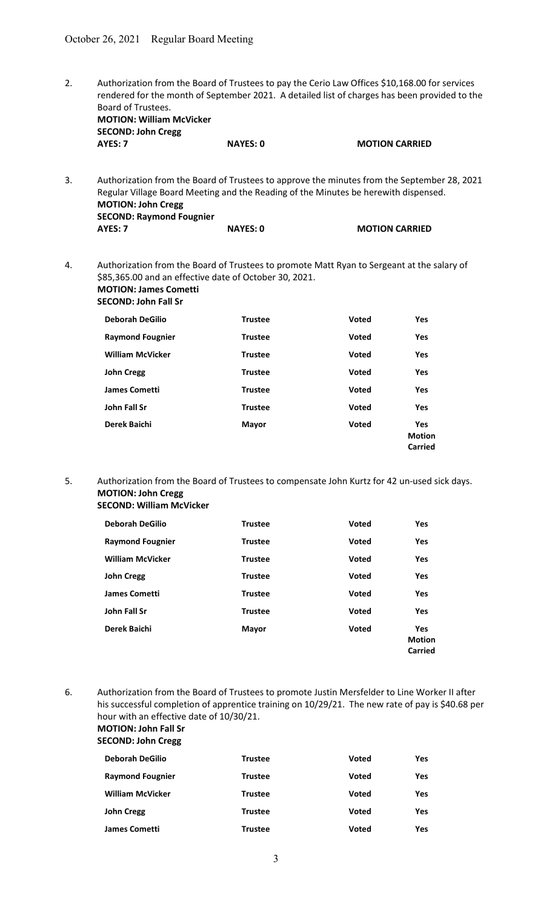2. Authorization from the Board of Trustees to pay the Cerio Law Offices $10,168.00 for services rendered for the month of September 2021. A detailed list of charges has been provided to the Board of Trustees.
**MOTION: William McVicker**
**SECOND: John Cregg**
**AYES: 7** **NAYES: 0** **MOTION CARRIED**

3. Authorization from the Board of Trustees to approve the minutes from the September 28, 2021 Regular Village Board Meeting and the Reading of the Minutes be herewith dispensed.
**MOTION: John Cregg**
**SECOND: Raymond Fougnier**
**AYES: 7** **NAYES: 0** **MOTION CARRIED**

4. Authorization from the Board of Trustees to promote Matt Ryan to Sergeant at the salary of $85,365.00 and an effective date of October 30, 2021.
**MOTION: James Cometti**
**SECOND: John Fall Sr**

| | | | |
|---|---|---|---|
| **Deborah DeGilio** | **Trustee** | **Voted** | **Yes** |
| **Raymond Fougnier** | **Trustee** | **Voted** | **Yes** |
| **William McVicker** | **Trustee** | **Voted** | **Yes** |
| **John Cregg** | **Trustee** | **Voted** | **Yes** |
| **James Cometti** | **Trustee** | **Voted** | **Yes** |
| **John Fall Sr** | **Trustee** | **Voted** | **Yes** |
| **Derek Baichi** | **Mayor** | **Voted** | **Yes Motion Carried** |

5. Authorization from the Board of Trustees to compensate John Kurtz for 42 un-used sick days.
**MOTION: John Cregg**
**SECOND: William McVicker**

| | | | |
|---|---|---|---|
| **Deborah DeGilio** | **Trustee** | **Voted** | **Yes** |
| **Raymond Fougnier** | **Trustee** | **Voted** | **Yes** |
| **William McVicker** | **Trustee** | **Voted** | **Yes** |
| **John Cregg** | **Trustee** | **Voted** | **Yes** |
| **James Cometti** | **Trustee** | **Voted** | **Yes** |
| **John Fall Sr** | **Trustee** | **Voted** | **Yes** |
| **Derek Baichi** | **Mayor** | **Voted** | **Yes Motion Carried** |

6. Authorization from the Board of Trustees to promote Justin Mersfelder to Line Worker II after his successful completion of apprentice training on 10/29/21. The new rate of pay is $40.68 per hour with an effective date of 10/30/21.
**MOTION: John Fall Sr**
**SECOND: John Cregg**

| | | | |
|---|---|---|---|
| **Deborah DeGilio** | **Trustee** | **Voted** | **Yes** |
| **Raymond Fougnier** | **Trustee** | **Voted** | **Yes** |
| **William McVicker** | **Trustee** | **Voted** | **Yes** |
| **John Cregg** | **Trustee** | **Voted** | **Yes** |
| **James Cometti** | **Trustee** | **Voted** | **Yes** |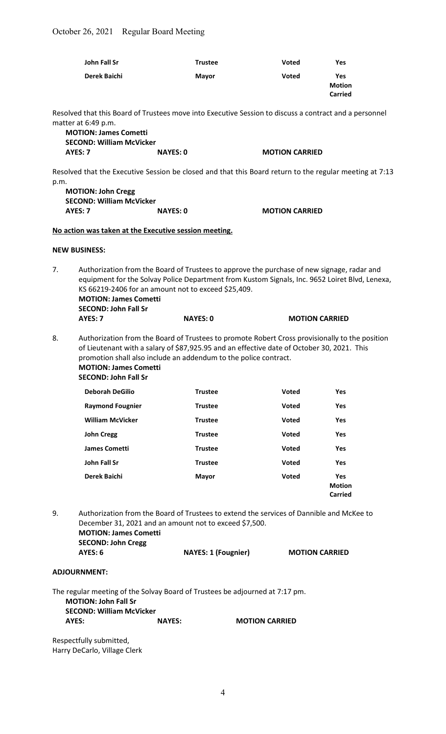| | | | |
|---|---|---|---|
| **John Fall Sr** | **Trustee** | **Voted** | **Yes** |
| **Derek Baichi** | **Mayor** | **Voted** | **Yes Motion Carried** |

Resolved that this Board of Trustees move into Executive Session to discuss a contract and a personnel matter at 6:49 p.m.

**MOTION: James Cometti**
**SECOND: William McVicker**
**AYES: 7** **NAYES: 0** **MOTION CARRIED**

Resolved that the Executive Session be closed and that this Board return to the regular meeting at 7:13 p.m.

**MOTION: John Cregg**
**SECOND: William McVicker**
**AYES: 7** **NAYES: 0** **MOTION CARRIED**

**No action was taken at the Executive session meeting.**

**NEW BUSINESS:**

7. Authorization from the Board of Trustees to approve the purchase of new signage, radar and equipment for the Solvay Police Department from Kustom Signals, Inc. 9652 Loiret Blvd, Lenexa, KS 66219-2406 for an amount not to exceed $25,409.
   **MOTION: James Cometti**
   **SECOND: John Fall Sr**
   **AYES: 7** **NAYES: 0** **MOTION CARRIED**

8. Authorization from the Board of Trustees to promote Robert Cross provisionally to the position of Lieutenant with a salary of $87,925.95 and an effective date of October 30, 2021. This promotion shall also include an addendum to the police contract.
   **MOTION: James Cometti**
   **SECOND: John Fall Sr**

| | | | |
|---|---|---|---|
| **Deborah DeGilio** | **Trustee** | **Voted** | **Yes** |
| **Raymond Fougnier** | **Trustee** | **Voted** | **Yes** |
| **William McVicker** | **Trustee** | **Voted** | **Yes** |
| **John Cregg** | **Trustee** | **Voted** | **Yes** |
| **James Cometti** | **Trustee** | **Voted** | **Yes** |
| **John Fall Sr** | **Trustee** | **Voted** | **Yes** |
| **Derek Baichi** | **Mayor** | **Voted** | **Yes Motion Carried** |

9. Authorization from the Board of Trustees to extend the services of Dannible and McKee to December 31, 2021 and an amount not to exceed $7,500.
   **MOTION: James Cometti**
   **SECOND: John Cregg**
   **AYES: 6** **NAYES: 1 (Fougnier)** **MOTION CARRIED**

**ADJOURNMENT:**

The regular meeting of the Solvay Board of Trustees be adjourned at 7:17 pm.

**MOTION: John Fall Sr**
**SECOND: William McVicker**
**AYES:** **NAYES:** **MOTION CARRIED**

Respectfully submitted,
Harry DeCarlo, Village Clerk